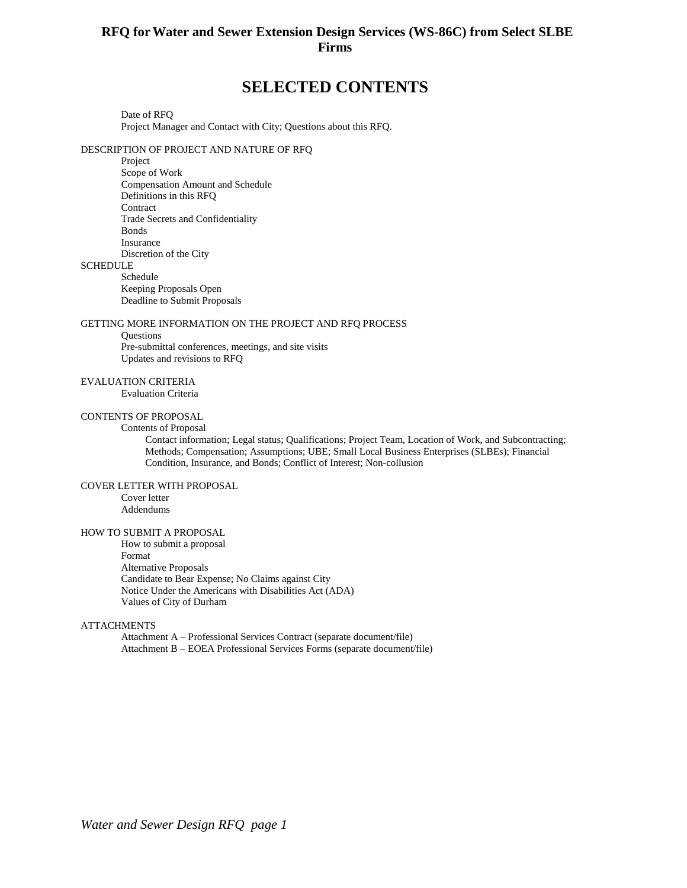# RFQ for Water and Sewer Extension Design Services (WS-86C) from Select SLBE Firms

## SELECTED CONTENTS

- Date of RFQ
- Project Manager and Contact with City; Questions about this RFQ.

DESCRIPTION OF PROJECT AND NATURE OF RFQ

- Project
- Scope of Work
- Compensation Amount and Schedule
- Definitions in this RFQ
- Contract
- Trade Secrets and Confidentiality
- Bonds
- Insurance
- Discretion of the City

SCHEDULE

- Schedule
- Keeping Proposals Open
- Deadline to Submit Proposals

GETTING MORE INFORMATION ON THE PROJECT AND RFQ PROCESS

- Questions
- Pre-submittal conferences, meetings, and site visits
- Updates and revisions to RFQ

EVALUATION CRITERIA

- Evaluation Criteria

CONTENTS OF PROPOSAL

- Contents of Proposal
  - Contact information; Legal status; Qualifications; Project Team, Location of Work, and Subcontracting; Methods; Compensation; Assumptions; UBE; Small Local Business Enterprises (SLBEs); Financial Condition, Insurance, and Bonds; Conflict of Interest; Non-collusion

COVER LETTER WITH PROPOSAL

- Cover letter
- Addendums

HOW TO SUBMIT A PROPOSAL

- How to submit a proposal
- Format
- Alternative Proposals
- Candidate to Bear Expense; No Claims against City
- Notice Under the Americans with Disabilities Act (ADA)
- Values of City of Durham

ATTACHMENTS

- Attachment A – Professional Services Contract (separate document/file)
- Attachment B – EOEA Professional Services Forms (separate document/file)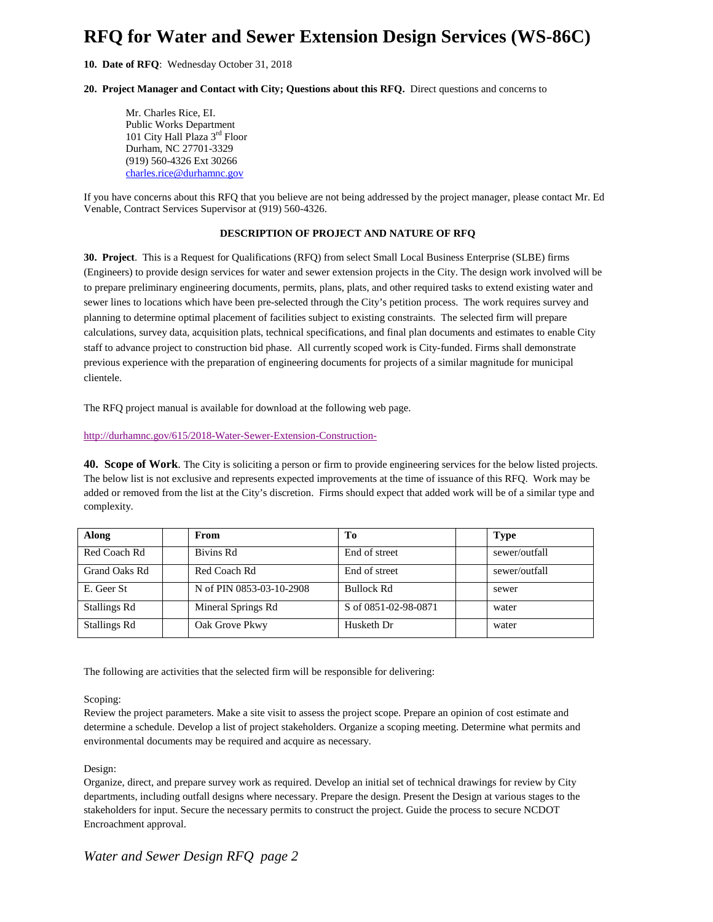# RFQ for Water and Sewer Extension Design Services (WS-86C)

**10. Date of RFQ**: Wednesday October 31, 2018

**20. Project Manager and Contact with City; Questions about this RFQ.** Direct questions and concerns to

Mr. Charles Rice, EI.
Public Works Department
101 City Hall Plaza 3rd Floor
Durham, NC 27701-3329
(919) 560-4326 Ext 30266
charles.rice@durhamnc.gov

If you have concerns about this RFQ that you believe are not being addressed by the project manager, please contact Mr. Ed Venable, Contract Services Supervisor at (919) 560-4326.

**DESCRIPTION OF PROJECT AND NATURE OF RFQ**

**30. Project**. This is a Request for Qualifications (RFQ) from select Small Local Business Enterprise (SLBE) firms (Engineers) to provide design services for water and sewer extension projects in the City. The design work involved will be to prepare preliminary engineering documents, permits, plans, plats, and other required tasks to extend existing water and sewer lines to locations which have been pre-selected through the City's petition process. The work requires survey and planning to determine optimal placement of facilities subject to existing constraints. The selected firm will prepare calculations, survey data, acquisition plats, technical specifications, and final plan documents and estimates to enable City staff to advance project to construction bid phase. All currently scoped work is City-funded. Firms shall demonstrate previous experience with the preparation of engineering documents for projects of a similar magnitude for municipal clientele.

The RFQ project manual is available for download at the following web page.

http://durhamnc.gov/615/2018-Water-Sewer-Extension-Construction-

**40. Scope of Work**. The City is soliciting a person or firm to provide engineering services for the below listed projects. The below list is not exclusive and represents expected improvements at the time of issuance of this RFQ. Work may be added or removed from the list at the City's discretion. Firms should expect that added work will be of a similar type and complexity.

| Along | | From | To | | Type |
|---|---|---|---|---|---|
| Red Coach Rd | | Bivins Rd | End of street | | sewer/outfall |
| Grand Oaks Rd | | Red Coach Rd | End of street | | sewer/outfall |
| E. Geer St | | N of PIN 0853-03-10-2908 | Bullock Rd | | sewer |
| Stallings Rd | | Mineral Springs Rd | S of 0851-02-98-0871 | | water |
| Stallings Rd | | Oak Grove Pkwy | Husketh Dr | | water |

The following are activities that the selected firm will be responsible for delivering:

Scoping:
Review the project parameters. Make a site visit to assess the project scope. Prepare an opinion of cost estimate and determine a schedule. Develop a list of project stakeholders. Organize a scoping meeting. Determine what permits and environmental documents may be required and acquire as necessary.

Design:
Organize, direct, and prepare survey work as required. Develop an initial set of technical drawings for review by City departments, including outfall designs where necessary. Prepare the design. Present the Design at various stages to the stakeholders for input. Secure the necessary permits to construct the project. Guide the process to secure NCDOT Encroachment approval.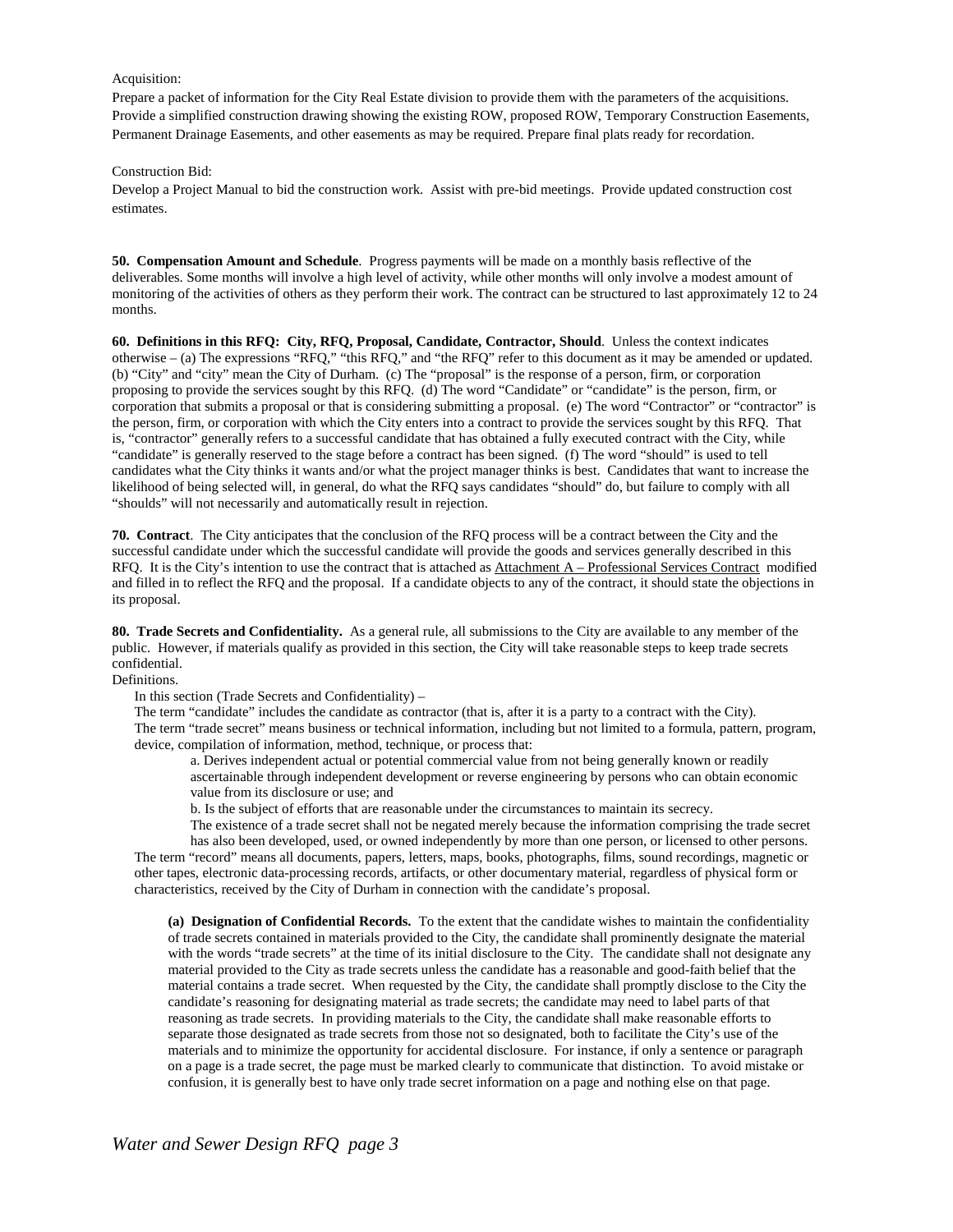Acquisition:

Prepare a packet of information for the City Real Estate division to provide them with the parameters of the acquisitions. Provide a simplified construction drawing showing the existing ROW, proposed ROW, Temporary Construction Easements, Permanent Drainage Easements, and other easements as may be required. Prepare final plats ready for recordation.

Construction Bid:

Develop a Project Manual to bid the construction work. Assist with pre-bid meetings. Provide updated construction cost estimates.

**50. Compensation Amount and Schedule**. Progress payments will be made on a monthly basis reflective of the deliverables. Some months will involve a high level of activity, while other months will only involve a modest amount of monitoring of the activities of others as they perform their work. The contract can be structured to last approximately 12 to 24 months.

**60. Definitions in this RFQ: City, RFQ, Proposal, Candidate, Contractor, Should**. Unless the context indicates otherwise – (a) The expressions "RFQ," "this RFQ," and "the RFQ" refer to this document as it may be amended or updated. (b) "City" and "city" mean the City of Durham. (c) The "proposal" is the response of a person, firm, or corporation proposing to provide the services sought by this RFQ. (d) The word "Candidate" or "candidate" is the person, firm, or corporation that submits a proposal or that is considering submitting a proposal. (e) The word "Contractor" or "contractor" is the person, firm, or corporation with which the City enters into a contract to provide the services sought by this RFQ. That is, "contractor" generally refers to a successful candidate that has obtained a fully executed contract with the City, while "candidate" is generally reserved to the stage before a contract has been signed. (f) The word "should" is used to tell candidates what the City thinks it wants and/or what the project manager thinks is best. Candidates that want to increase the likelihood of being selected will, in general, do what the RFQ says candidates "should" do, but failure to comply with all "shoulds" will not necessarily and automatically result in rejection.

**70. Contract**. The City anticipates that the conclusion of the RFQ process will be a contract between the City and the successful candidate under which the successful candidate will provide the goods and services generally described in this RFQ. It is the City's intention to use the contract that is attached as Attachment A – Professional Services Contract modified and filled in to reflect the RFQ and the proposal. If a candidate objects to any of the contract, it should state the objections in its proposal.

**80. Trade Secrets and Confidentiality.** As a general rule, all submissions to the City are available to any member of the public. However, if materials qualify as provided in this section, the City will take reasonable steps to keep trade secrets confidential.

Definitions.

In this section (Trade Secrets and Confidentiality) –

The term "candidate" includes the candidate as contractor (that is, after it is a party to a contract with the City).

The term "trade secret" means business or technical information, including but not limited to a formula, pattern, program, device, compilation of information, method, technique, or process that:

a. Derives independent actual or potential commercial value from not being generally known or readily ascertainable through independent development or reverse engineering by persons who can obtain economic value from its disclosure or use; and

b. Is the subject of efforts that are reasonable under the circumstances to maintain its secrecy.

The existence of a trade secret shall not be negated merely because the information comprising the trade secret has also been developed, used, or owned independently by more than one person, or licensed to other persons.

The term "record" means all documents, papers, letters, maps, books, photographs, films, sound recordings, magnetic or other tapes, electronic data-processing records, artifacts, or other documentary material, regardless of physical form or characteristics, received by the City of Durham in connection with the candidate's proposal.

**(a) Designation of Confidential Records.** To the extent that the candidate wishes to maintain the confidentiality of trade secrets contained in materials provided to the City, the candidate shall prominently designate the material with the words "trade secrets" at the time of its initial disclosure to the City. The candidate shall not designate any material provided to the City as trade secrets unless the candidate has a reasonable and good-faith belief that the material contains a trade secret. When requested by the City, the candidate shall promptly disclose to the City the candidate's reasoning for designating material as trade secrets; the candidate may need to label parts of that reasoning as trade secrets. In providing materials to the City, the candidate shall make reasonable efforts to separate those designated as trade secrets from those not so designated, both to facilitate the City's use of the materials and to minimize the opportunity for accidental disclosure. For instance, if only a sentence or paragraph on a page is a trade secret, the page must be marked clearly to communicate that distinction. To avoid mistake or confusion, it is generally best to have only trade secret information on a page and nothing else on that page.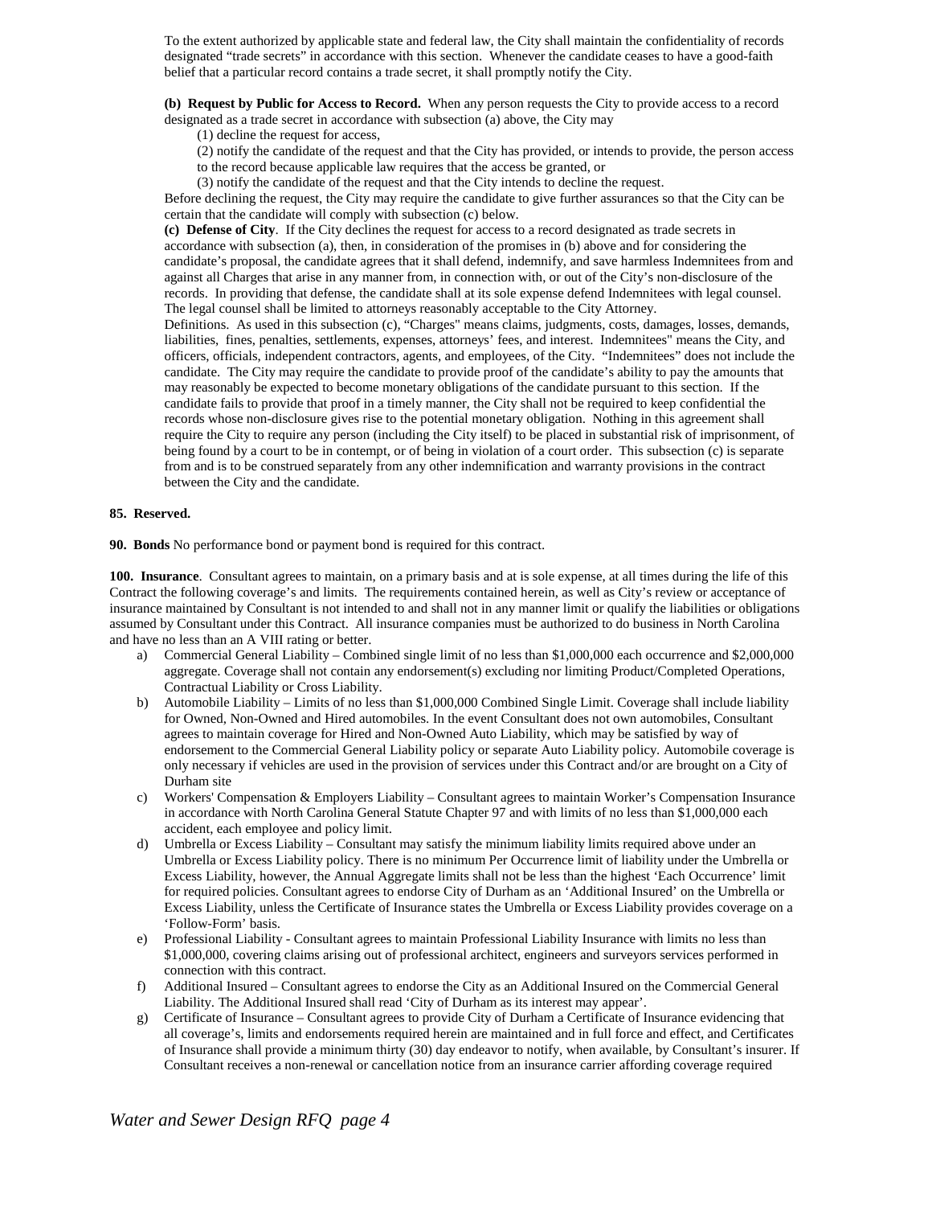To the extent authorized by applicable state and federal law, the City shall maintain the confidentiality of records designated "trade secrets" in accordance with this section. Whenever the candidate ceases to have a good-faith belief that a particular record contains a trade secret, it shall promptly notify the City.

**(b) Request by Public for Access to Record.** When any person requests the City to provide access to a record designated as a trade secret in accordance with subsection (a) above, the City may

(1) decline the request for access,

(2) notify the candidate of the request and that the City has provided, or intends to provide, the person access to the record because applicable law requires that the access be granted, or

(3) notify the candidate of the request and that the City intends to decline the request.

Before declining the request, the City may require the candidate to give further assurances so that the City can be certain that the candidate will comply with subsection (c) below.

**(c) Defense of City**. If the City declines the request for access to a record designated as trade secrets in accordance with subsection (a), then, in consideration of the promises in (b) above and for considering the candidate's proposal, the candidate agrees that it shall defend, indemnify, and save harmless Indemnitees from and against all Charges that arise in any manner from, in connection with, or out of the City's non-disclosure of the records. In providing that defense, the candidate shall at its sole expense defend Indemnitees with legal counsel. The legal counsel shall be limited to attorneys reasonably acceptable to the City Attorney.

Definitions. As used in this subsection (c), "Charges" means claims, judgments, costs, damages, losses, demands, liabilities, fines, penalties, settlements, expenses, attorneys' fees, and interest. Indemnitees" means the City, and officers, officials, independent contractors, agents, and employees, of the City. "Indemnitees" does not include the candidate. The City may require the candidate to provide proof of the candidate's ability to pay the amounts that may reasonably be expected to become monetary obligations of the candidate pursuant to this section. If the candidate fails to provide that proof in a timely manner, the City shall not be required to keep confidential the records whose non-disclosure gives rise to the potential monetary obligation. Nothing in this agreement shall require the City to require any person (including the City itself) to be placed in substantial risk of imprisonment, of being found by a court to be in contempt, or of being in violation of a court order. This subsection (c) is separate from and is to be construed separately from any other indemnification and warranty provisions in the contract between the City and the candidate.

**85. Reserved.**

**90. Bonds** No performance bond or payment bond is required for this contract.

**100. Insurance**. Consultant agrees to maintain, on a primary basis and at is sole expense, at all times during the life of this Contract the following coverage's and limits. The requirements contained herein, as well as City's review or acceptance of insurance maintained by Consultant is not intended to and shall not in any manner limit or qualify the liabilities or obligations assumed by Consultant under this Contract. All insurance companies must be authorized to do business in North Carolina and have no less than an A VIII rating or better.

a) Commercial General Liability – Combined single limit of no less than $1,000,000 each occurrence and $2,000,000 aggregate. Coverage shall not contain any endorsement(s) excluding nor limiting Product/Completed Operations, Contractual Liability or Cross Liability.

b) Automobile Liability – Limits of no less than $1,000,000 Combined Single Limit. Coverage shall include liability for Owned, Non-Owned and Hired automobiles. In the event Consultant does not own automobiles, Consultant agrees to maintain coverage for Hired and Non-Owned Auto Liability, which may be satisfied by way of endorsement to the Commercial General Liability policy or separate Auto Liability policy. Automobile coverage is only necessary if vehicles are used in the provision of services under this Contract and/or are brought on a City of Durham site

c) Workers' Compensation & Employers Liability – Consultant agrees to maintain Worker's Compensation Insurance in accordance with North Carolina General Statute Chapter 97 and with limits of no less than $1,000,000 each accident, each employee and policy limit.

d) Umbrella or Excess Liability – Consultant may satisfy the minimum liability limits required above under an Umbrella or Excess Liability policy. There is no minimum Per Occurrence limit of liability under the Umbrella or Excess Liability, however, the Annual Aggregate limits shall not be less than the highest 'Each Occurrence' limit for required policies. Consultant agrees to endorse City of Durham as an 'Additional Insured' on the Umbrella or Excess Liability, unless the Certificate of Insurance states the Umbrella or Excess Liability provides coverage on a 'Follow-Form' basis.

e) Professional Liability - Consultant agrees to maintain Professional Liability Insurance with limits no less than $1,000,000, covering claims arising out of professional architect, engineers and surveyors services performed in connection with this contract.

f) Additional Insured – Consultant agrees to endorse the City as an Additional Insured on the Commercial General Liability. The Additional Insured shall read 'City of Durham as its interest may appear'.

g) Certificate of Insurance – Consultant agrees to provide City of Durham a Certificate of Insurance evidencing that all coverage's, limits and endorsements required herein are maintained and in full force and effect, and Certificates of Insurance shall provide a minimum thirty (30) day endeavor to notify, when available, by Consultant's insurer. If Consultant receives a non-renewal or cancellation notice from an insurance carrier affording coverage required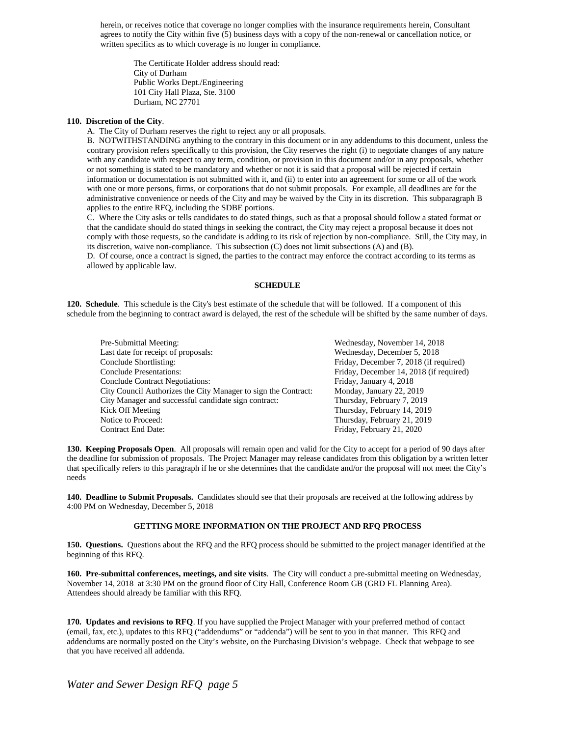herein, or receives notice that coverage no longer complies with the insurance requirements herein, Consultant agrees to notify the City within five (5) business days with a copy of the non-renewal or cancellation notice, or written specifics as to which coverage is no longer in compliance.

The Certificate Holder address should read:
City of Durham
Public Works Dept./Engineering
101 City Hall Plaza, Ste. 3100
Durham, NC 27701

**110. Discretion of the City**.

A. The City of Durham reserves the right to reject any or all proposals.

B. NOTWITHSTANDING anything to the contrary in this document or in any addendums to this document, unless the contrary provision refers specifically to this provision, the City reserves the right (i) to negotiate changes of any nature with any candidate with respect to any term, condition, or provision in this document and/or in any proposals, whether or not something is stated to be mandatory and whether or not it is said that a proposal will be rejected if certain information or documentation is not submitted with it, and (ii) to enter into an agreement for some or all of the work with one or more persons, firms, or corporations that do not submit proposals. For example, all deadlines are for the administrative convenience or needs of the City and may be waived by the City in its discretion. This subparagraph B applies to the entire RFQ, including the SDBE portions.

C. Where the City asks or tells candidates to do stated things, such as that a proposal should follow a stated format or that the candidate should do stated things in seeking the contract, the City may reject a proposal because it does not comply with those requests, so the candidate is adding to its risk of rejection by non-compliance. Still, the City may, in its discretion, waive non-compliance. This subsection (C) does not limit subsections (A) and (B).

D. Of course, once a contract is signed, the parties to the contract may enforce the contract according to its terms as allowed by applicable law.

## SCHEDULE

**120. Schedule**. This schedule is the City's best estimate of the schedule that will be followed. If a component of this schedule from the beginning to contract award is delayed, the rest of the schedule will be shifted by the same number of days.

| | |
|---|---|
| Pre-Submittal Meeting: | Wednesday, November 14, 2018 |
| Last date for receipt of proposals: | Wednesday, December 5, 2018 |
| Conclude Shortlisting: | Friday, December 7, 2018 (if required) |
| Conclude Presentations: | Friday, December 14, 2018 (if required) |
| Conclude Contract Negotiations: | Friday, January 4, 2018 |
| City Council Authorizes the City Manager to sign the Contract: | Monday, January 22, 2019 |
| City Manager and successful candidate sign contract: | Thursday, February 7, 2019 |
| Kick Off Meeting | Thursday, February 14, 2019 |
| Notice to Proceed: | Thursday, February 21, 2019 |
| Contract End Date: | Friday, February 21, 2020 |

**130. Keeping Proposals Open**. All proposals will remain open and valid for the City to accept for a period of 90 days after the deadline for submission of proposals. The Project Manager may release candidates from this obligation by a written letter that specifically refers to this paragraph if he or she determines that the candidate and/or the proposal will not meet the City's needs

**140. Deadline to Submit Proposals.** Candidates should see that their proposals are received at the following address by 4:00 PM on Wednesday, December 5, 2018

## GETTING MORE INFORMATION ON THE PROJECT AND RFQ PROCESS

**150. Questions.** Questions about the RFQ and the RFQ process should be submitted to the project manager identified at the beginning of this RFQ.

**160. Pre-submittal conferences, meetings, and site visits**. The City will conduct a pre-submittal meeting on Wednesday, November 14, 2018 at 3:30 PM on the ground floor of City Hall, Conference Room GB (GRD FL Planning Area). Attendees should already be familiar with this RFQ.

**170. Updates and revisions to RFQ**. If you have supplied the Project Manager with your preferred method of contact (email, fax, etc.), updates to this RFQ ("addendums" or "addenda") will be sent to you in that manner. This RFQ and addendums are normally posted on the City's website, on the Purchasing Division's webpage. Check that webpage to see that you have received all addenda.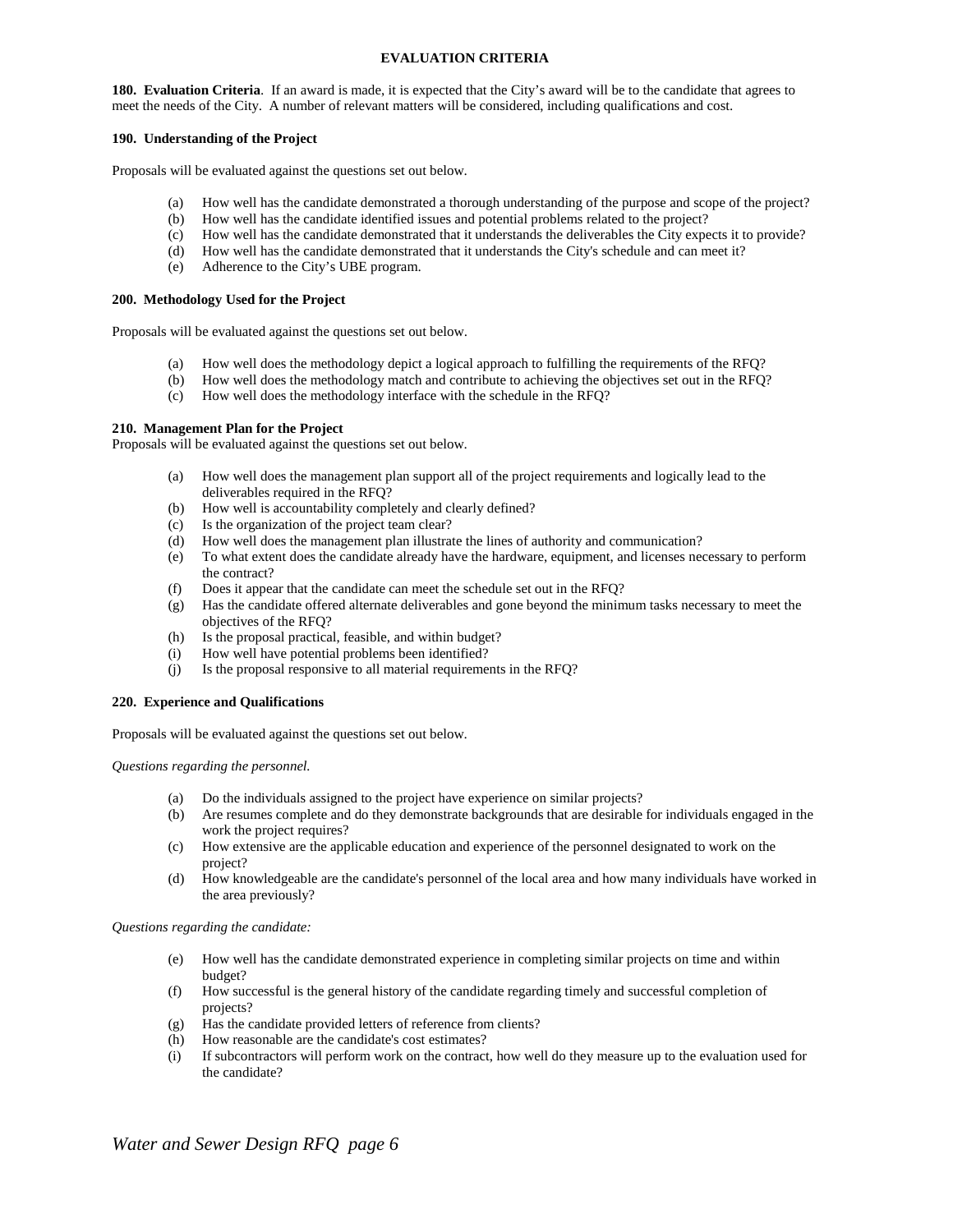## EVALUATION CRITERIA

**180. Evaluation Criteria**. If an award is made, it is expected that the City's award will be to the candidate that agrees to meet the needs of the City. A number of relevant matters will be considered, including qualifications and cost.

### 190. Understanding of the Project

Proposals will be evaluated against the questions set out below.

(a) How well has the candidate demonstrated a thorough understanding of the purpose and scope of the project?
(b) How well has the candidate identified issues and potential problems related to the project?
(c) How well has the candidate demonstrated that it understands the deliverables the City expects it to provide?
(d) How well has the candidate demonstrated that it understands the City's schedule and can meet it?
(e) Adherence to the City's UBE program.

### 200. Methodology Used for the Project

Proposals will be evaluated against the questions set out below.

(a) How well does the methodology depict a logical approach to fulfilling the requirements of the RFQ?
(b) How well does the methodology match and contribute to achieving the objectives set out in the RFQ?
(c) How well does the methodology interface with the schedule in the RFQ?

### 210. Management Plan for the Project

Proposals will be evaluated against the questions set out below.

(a) How well does the management plan support all of the project requirements and logically lead to the deliverables required in the RFQ?
(b) How well is accountability completely and clearly defined?
(c) Is the organization of the project team clear?
(d) How well does the management plan illustrate the lines of authority and communication?
(e) To what extent does the candidate already have the hardware, equipment, and licenses necessary to perform the contract?
(f) Does it appear that the candidate can meet the schedule set out in the RFQ?
(g) Has the candidate offered alternate deliverables and gone beyond the minimum tasks necessary to meet the objectives of the RFQ?
(h) Is the proposal practical, feasible, and within budget?
(i) How well have potential problems been identified?
(j) Is the proposal responsive to all material requirements in the RFQ?

### 220. Experience and Qualifications

Proposals will be evaluated against the questions set out below.

*Questions regarding the personnel.*

(a) Do the individuals assigned to the project have experience on similar projects?
(b) Are resumes complete and do they demonstrate backgrounds that are desirable for individuals engaged in the work the project requires?
(c) How extensive are the applicable education and experience of the personnel designated to work on the project?
(d) How knowledgeable are the candidate's personnel of the local area and how many individuals have worked in the area previously?

*Questions regarding the candidate:*

(e) How well has the candidate demonstrated experience in completing similar projects on time and within budget?
(f) How successful is the general history of the candidate regarding timely and successful completion of projects?
(g) Has the candidate provided letters of reference from clients?
(h) How reasonable are the candidate's cost estimates?
(i) If subcontractors will perform work on the contract, how well do they measure up to the evaluation used for the candidate?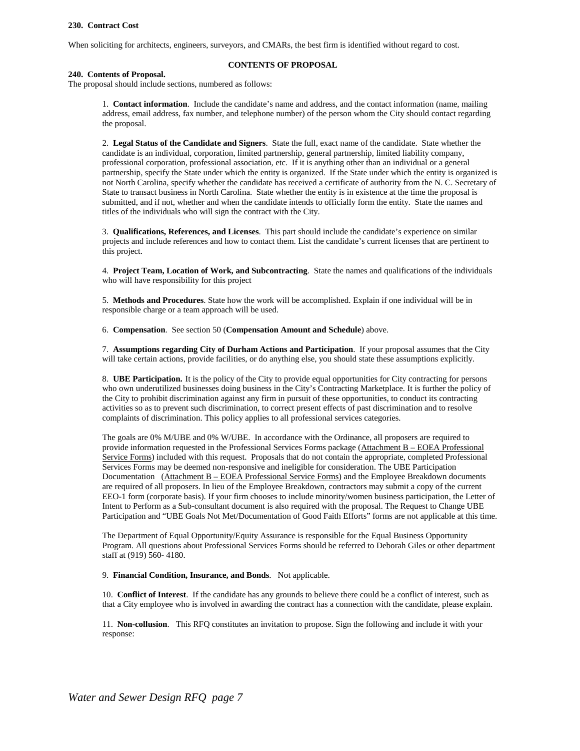**230. Contract Cost**

When soliciting for architects, engineers, surveyors, and CMARs, the best firm is identified without regard to cost.

## CONTENTS OF PROPOSAL

**240. Contents of Proposal.**

The proposal should include sections, numbered as follows:

1. **Contact information**. Include the candidate's name and address, and the contact information (name, mailing address, email address, fax number, and telephone number) of the person whom the City should contact regarding the proposal.

2. **Legal Status of the Candidate and Signers**. State the full, exact name of the candidate. State whether the candidate is an individual, corporation, limited partnership, general partnership, limited liability company, professional corporation, professional association, etc. If it is anything other than an individual or a general partnership, specify the State under which the entity is organized. If the State under which the entity is organized is not North Carolina, specify whether the candidate has received a certificate of authority from the N. C. Secretary of State to transact business in North Carolina. State whether the entity is in existence at the time the proposal is submitted, and if not, whether and when the candidate intends to officially form the entity. State the names and titles of the individuals who will sign the contract with the City.

3. **Qualifications, References, and Licenses**. This part should include the candidate's experience on similar projects and include references and how to contact them. List the candidate's current licenses that are pertinent to this project.

4. **Project Team, Location of Work, and Subcontracting**. State the names and qualifications of the individuals who will have responsibility for this project

5. **Methods and Procedures**. State how the work will be accomplished. Explain if one individual will be in responsible charge or a team approach will be used.

6. **Compensation**. See section 50 (**Compensation Amount and Schedule**) above.

7. **Assumptions regarding City of Durham Actions and Participation**. If your proposal assumes that the City will take certain actions, provide facilities, or do anything else, you should state these assumptions explicitly.

8. **UBE Participation.** It is the policy of the City to provide equal opportunities for City contracting for persons who own underutilized businesses doing business in the City's Contracting Marketplace. It is further the policy of the City to prohibit discrimination against any firm in pursuit of these opportunities, to conduct its contracting activities so as to prevent such discrimination, to correct present effects of past discrimination and to resolve complaints of discrimination. This policy applies to all professional services categories.

   The goals are 0% M/UBE and 0% W/UBE. In accordance with the Ordinance, all proposers are required to provide information requested in the Professional Services Forms package (Attachment B – EOEA Professional Service Forms) included with this request. Proposals that do not contain the appropriate, completed Professional Services Forms may be deemed non-responsive and ineligible for consideration. The UBE Participation Documentation (Attachment B – EOEA Professional Service Forms) and the Employee Breakdown documents are required of all proposers. In lieu of the Employee Breakdown, contractors may submit a copy of the current EEO-1 form (corporate basis). If your firm chooses to include minority/women business participation, the Letter of Intent to Perform as a Sub-consultant document is also required with the proposal. The Request to Change UBE Participation and "UBE Goals Not Met/Documentation of Good Faith Efforts" forms are not applicable at this time.

   The Department of Equal Opportunity/Equity Assurance is responsible for the Equal Business Opportunity Program. All questions about Professional Services Forms should be referred to Deborah Giles or other department staff at (919) 560- 4180.

9. **Financial Condition, Insurance, and Bonds**. Not applicable.

10. **Conflict of Interest**. If the candidate has any grounds to believe there could be a conflict of interest, such as that a City employee who is involved in awarding the contract has a connection with the candidate, please explain.

11. **Non-collusion**. This RFQ constitutes an invitation to propose. Sign the following and include it with your response: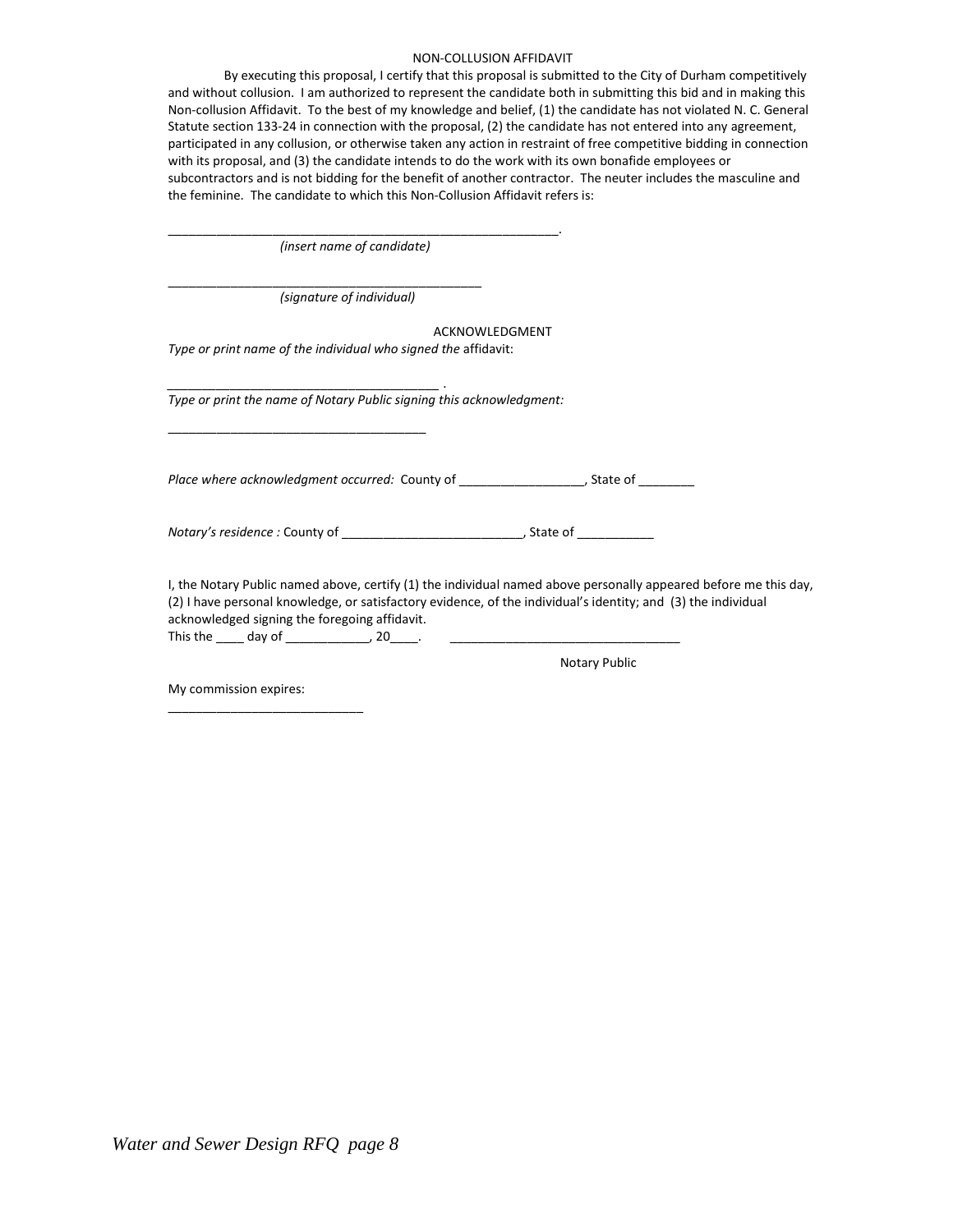## NON-COLLUSION AFFIDAVIT

By executing this proposal, I certify that this proposal is submitted to the City of Durham competitively and without collusion. I am authorized to represent the candidate both in submitting this bid and in making this Non-collusion Affidavit. To the best of my knowledge and belief, (1) the candidate has not violated N. C. General Statute section 133-24 in connection with the proposal, (2) the candidate has not entered into any agreement, participated in any collusion, or otherwise taken any action in restraint of free competitive bidding in connection with its proposal, and (3) the candidate intends to do the work with its own bonafide employees or subcontractors and is not bidding for the benefit of another contractor. The neuter includes the masculine and the feminine. The candidate to which this Non-Collusion Affidavit refers is:

_______________________________________________________.
*(insert name of candidate)*

____________________________________________
*(signature of individual)*

## ACKNOWLEDGMENT

*Type or print name of the individual who signed the* affidavit:

______________________________________ .

*Type or print the name of Notary Public signing this acknowledgment:*

____________________________________

*Place where acknowledgment occurred:* County of _________________, State of ________

*Notary's residence :* County of _________________________, State of ___________

I, the Notary Public named above, certify (1) the individual named above personally appeared before me this day, (2) I have personal knowledge, or satisfactory evidence, of the individual's identity; and (3) the individual acknowledged signing the foregoing affidavit.

This the ____ day of ___________, 20____. _________________________________

Notary Public

My commission expires:
___________________________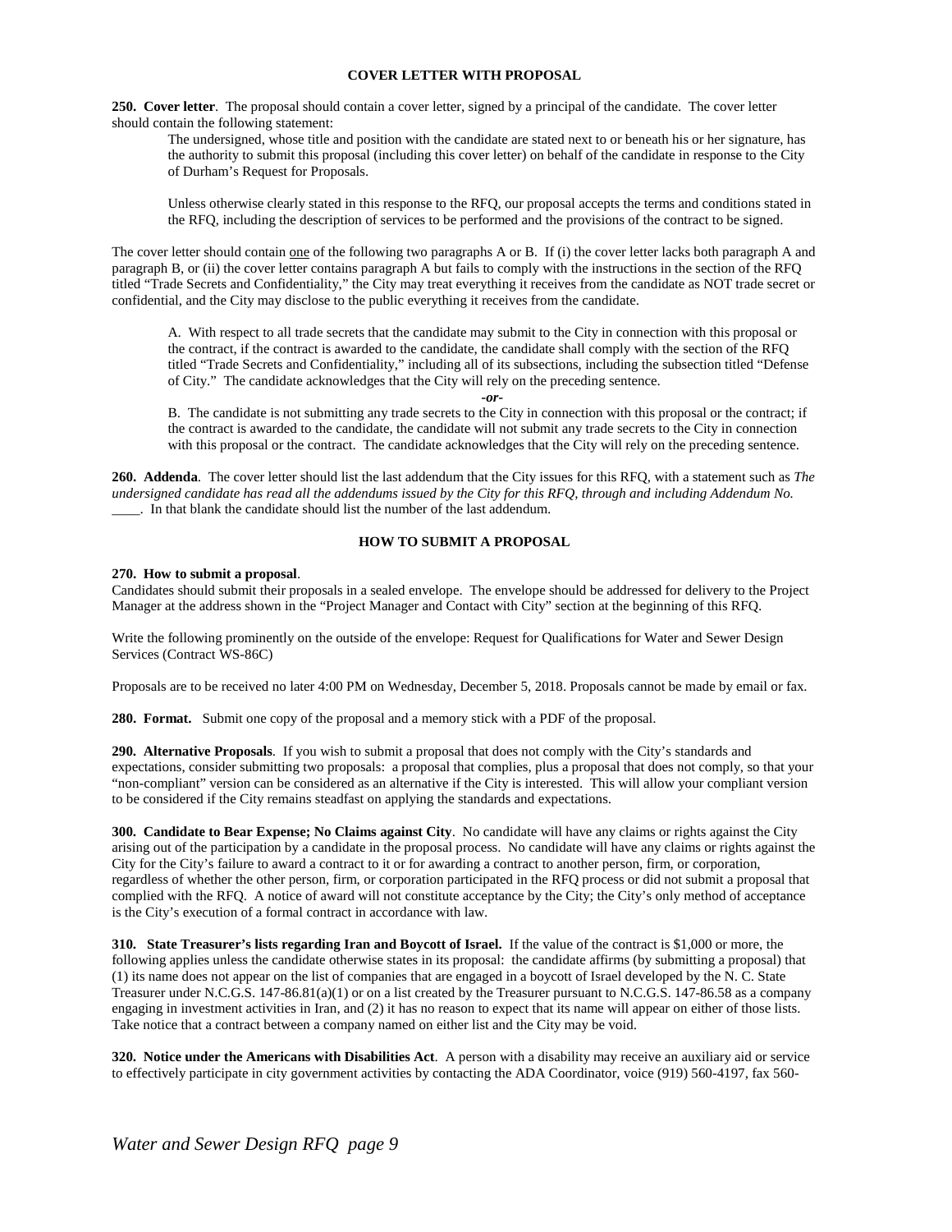## COVER LETTER WITH PROPOSAL

**250. Cover letter**. The proposal should contain a cover letter, signed by a principal of the candidate. The cover letter should contain the following statement:

> The undersigned, whose title and position with the candidate are stated next to or beneath his or her signature, has the authority to submit this proposal (including this cover letter) on behalf of the candidate in response to the City of Durham's Request for Proposals.
>
> Unless otherwise clearly stated in this response to the RFQ, our proposal accepts the terms and conditions stated in the RFQ, including the description of services to be performed and the provisions of the contract to be signed.

The cover letter should contain one of the following two paragraphs A or B. If (i) the cover letter lacks both paragraph A and paragraph B, or (ii) the cover letter contains paragraph A but fails to comply with the instructions in the section of the RFQ titled "Trade Secrets and Confidentiality," the City may treat everything it receives from the candidate as NOT trade secret or confidential, and the City may disclose to the public everything it receives from the candidate.

> A. With respect to all trade secrets that the candidate may submit to the City in connection with this proposal or the contract, if the contract is awarded to the candidate, the candidate shall comply with the section of the RFQ titled "Trade Secrets and Confidentiality," including all of its subsections, including the subsection titled "Defense of City." The candidate acknowledges that the City will rely on the preceding sentence.
>
> ***-or-***
>
> B. The candidate is not submitting any trade secrets to the City in connection with this proposal or the contract; if the contract is awarded to the candidate, the candidate will not submit any trade secrets to the City in connection with this proposal or the contract. The candidate acknowledges that the City will rely on the preceding sentence.

**260. Addenda**. The cover letter should list the last addendum that the City issues for this RFQ, with a statement such as *The undersigned candidate has read all the addendums issued by the City for this RFQ, through and including Addendum No. ____.* In that blank the candidate should list the number of the last addendum.

## HOW TO SUBMIT A PROPOSAL

**270. How to submit a proposal**.

Candidates should submit their proposals in a sealed envelope. The envelope should be addressed for delivery to the Project Manager at the address shown in the "Project Manager and Contact with City" section at the beginning of this RFQ.

Write the following prominently on the outside of the envelope: Request for Qualifications for Water and Sewer Design Services (Contract WS-86C)

Proposals are to be received no later 4:00 PM on Wednesday, December 5, 2018. Proposals cannot be made by email or fax.

**280. Format.** Submit one copy of the proposal and a memory stick with a PDF of the proposal.

**290. Alternative Proposals**. If you wish to submit a proposal that does not comply with the City's standards and expectations, consider submitting two proposals: a proposal that complies, plus a proposal that does not comply, so that your "non-compliant" version can be considered as an alternative if the City is interested. This will allow your compliant version to be considered if the City remains steadfast on applying the standards and expectations.

**300. Candidate to Bear Expense; No Claims against City**. No candidate will have any claims or rights against the City arising out of the participation by a candidate in the proposal process. No candidate will have any claims or rights against the City for the City's failure to award a contract to it or for awarding a contract to another person, firm, or corporation, regardless of whether the other person, firm, or corporation participated in the RFQ process or did not submit a proposal that complied with the RFQ. A notice of award will not constitute acceptance by the City; the City's only method of acceptance is the City's execution of a formal contract in accordance with law.

**310. State Treasurer's lists regarding Iran and Boycott of Israel.** If the value of the contract is $1,000 or more, the following applies unless the candidate otherwise states in its proposal: the candidate affirms (by submitting a proposal) that (1) its name does not appear on the list of companies that are engaged in a boycott of Israel developed by the N. C. State Treasurer under N.C.G.S. 147-86.81(a)(1) or on a list created by the Treasurer pursuant to N.C.G.S. 147-86.58 as a company engaging in investment activities in Iran, and (2) it has no reason to expect that its name will appear on either of those lists. Take notice that a contract between a company named on either list and the City may be void.

**320. Notice under the Americans with Disabilities Act**. A person with a disability may receive an auxiliary aid or service to effectively participate in city government activities by contacting the ADA Coordinator, voice (919) 560-4197, fax 560-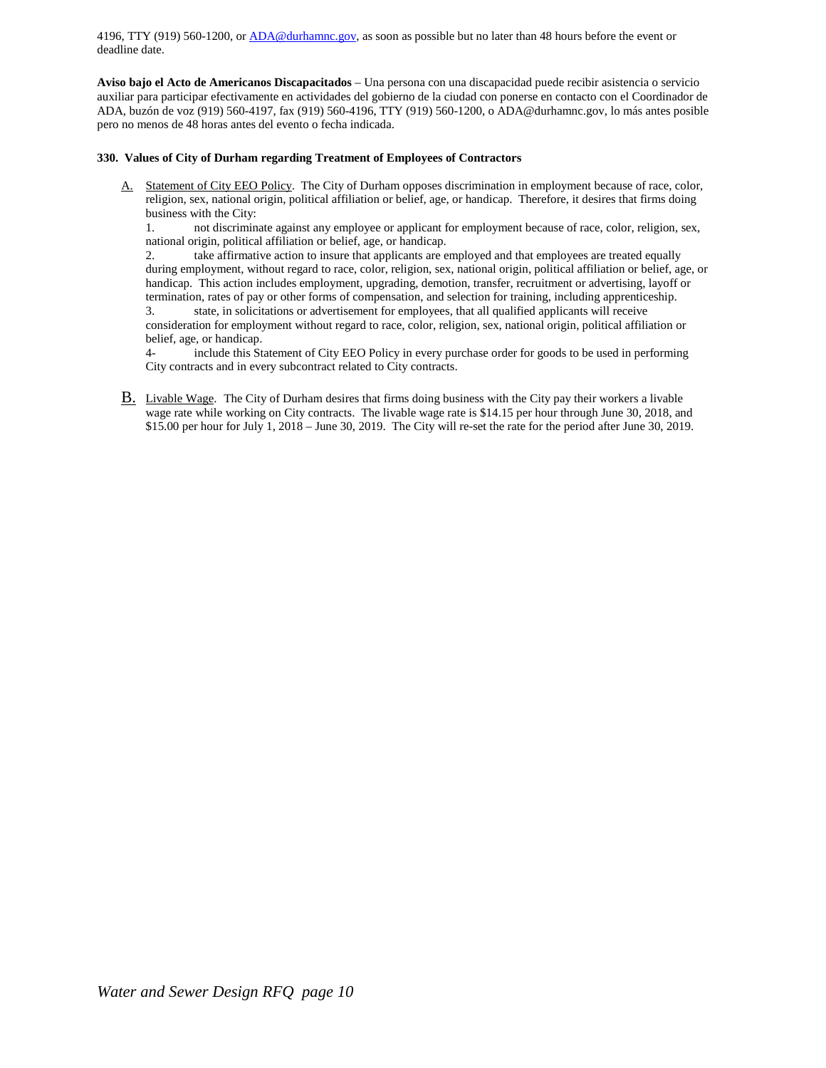4196, TTY (919) 560-1200, or ADA@durhamnc.gov, as soon as possible but no later than 48 hours before the event or deadline date.

**Aviso bajo el Acto de Americanos Discapacitados** – Una persona con una discapacidad puede recibir asistencia o servicio auxiliar para participar efectivamente en actividades del gobierno de la ciudad con ponerse en contacto con el Coordinador de ADA, buzón de voz (919) 560-4197, fax (919) 560-4196, TTY (919) 560-1200, o ADA@durhamnc.gov, lo más antes posible pero no menos de 48 horas antes del evento o fecha indicada.

**330. Values of City of Durham regarding Treatment of Employees of Contractors**

A. Statement of City EEO Policy. The City of Durham opposes discrimination in employment because of race, color, religion, sex, national origin, political affiliation or belief, age, or handicap. Therefore, it desires that firms doing business with the City:

1. not discriminate against any employee or applicant for employment because of race, color, religion, sex, national origin, political affiliation or belief, age, or handicap.
2. take affirmative action to insure that applicants are employed and that employees are treated equally during employment, without regard to race, color, religion, sex, national origin, political affiliation or belief, age, or handicap. This action includes employment, upgrading, demotion, transfer, recruitment or advertising, layoff or termination, rates of pay or other forms of compensation, and selection for training, including apprenticeship.
3. state, in solicitations or advertisement for employees, that all qualified applicants will receive consideration for employment without regard to race, color, religion, sex, national origin, political affiliation or belief, age, or handicap.

4- include this Statement of City EEO Policy in every purchase order for goods to be used in performing City contracts and in every subcontract related to City contracts.

B. Livable Wage. The City of Durham desires that firms doing business with the City pay their workers a livable wage rate while working on City contracts. The livable wage rate is $14.15 per hour through June 30, 2018, and $15.00 per hour for July 1, 2018 – June 30, 2019. The City will re-set the rate for the period after June 30, 2019.